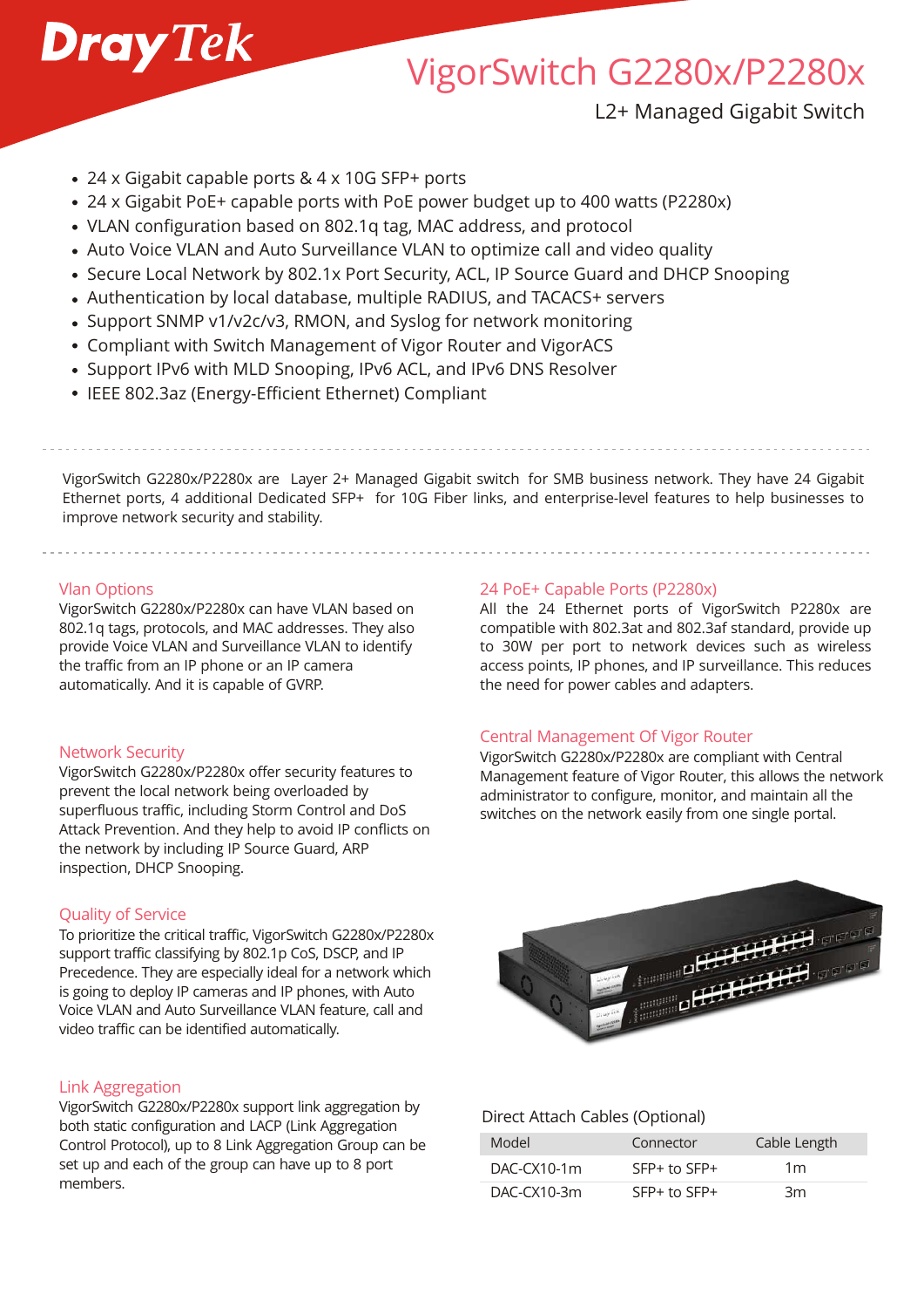DrayTek

# VigorSwitch G2280x/P2280x

L2+ Managed Gigabit Switch

- 24 x Gigabit capable ports & 4 x 10G SFP+ ports
- 24 x Gigabit PoE+ capable ports with PoE power budget up to 400 watts (P2280x)
- VLAN configuration based on 802.1q tag, MAC address, and protocol
- Auto Voice VLAN and Auto Surveillance VLAN to optimize call and video quality
- Secure Local Network by 802.1x Port Security, ACL, IP Source Guard and DHCP Snooping
- Authentication by local database, multiple RADIUS, and TACACS+ servers
- Support SNMP v1/v2c/v3, RMON, and Syslog for network monitoring
- Compliant with Switch Management of Vigor Router and VigorACS
- Support IPv6 with MLD Snooping, IPv6 ACL, and IPv6 DNS Resolver
- IEEE 802.3az (Energy-Efficient Ethernet) Compliant

VigorSwitch G2280x/P2280x are Layer 2+ Managed Gigabit switch for SMB business network. They have 24 Gigabit Ethernet ports, 4 additional Dedicated SFP+ for 10G Fiber links, and enterprise-level features to help businesses to improve network security and stability.

## Vlan Options

VigorSwitch G2280x/P2280x can have VLAN based on 802.1q tags, protocols, and MAC addresses. They also provide Voice VLAN and Surveillance VLAN to identify the traffic from an IP phone or an IP camera automatically. And it is capable of GVRP.

## Network Security

VigorSwitch G2280x/P2280x offer security features to prevent the local network being overloaded by superfluous traffic, including Storm Control and DoS Attack Prevention. And they help to avoid IP conflicts on the network by including IP Source Guard, ARP inspection, DHCP Snooping.

## Quality of Service

To prioritize the critical traffic, VigorSwitch G2280x/P2280x support traffic classifying by 802.1p CoS, DSCP, and IP Precedence. They are especially ideal for a network which is going to deploy IP cameras and IP phones, with Auto Voice VLAN and Auto Surveillance VLAN feature, call and video traffic can be identified automatically.

## Link Aggregation

VigorSwitch G2280x/P2280x support link aggregation by both static configuration and LACP (Link Aggregation Control Protocol), up to 8 Link Aggregation Group can be set up and each of the group can have up to 8 port members.

## 24 PoE+ Capable Ports (P2280x)

All the 24 Ethernet ports of VigorSwitch P2280x are compatible with 802.3at and 802.3af standard, provide up to 30W per port to network devices such as wireless access points, IP phones, and IP surveillance. This reduces the need for power cables and adapters.

## Central Management Of Vigor Router

VigorSwitch G2280x/P2280x are compliant with Central Management feature of Vigor Router, this allows the network administrator to configure, monitor, and maintain all the switches on the network easily from one single portal.

### Direct Attach Cables (Optional)

| Model | Connector | Cable Length |
|---|---|---|
| DAC-CX10-1m | SFP+ to SFP+ | 1m |
| DAC-CX10-3m | SFP+ to SFP+ | 3m |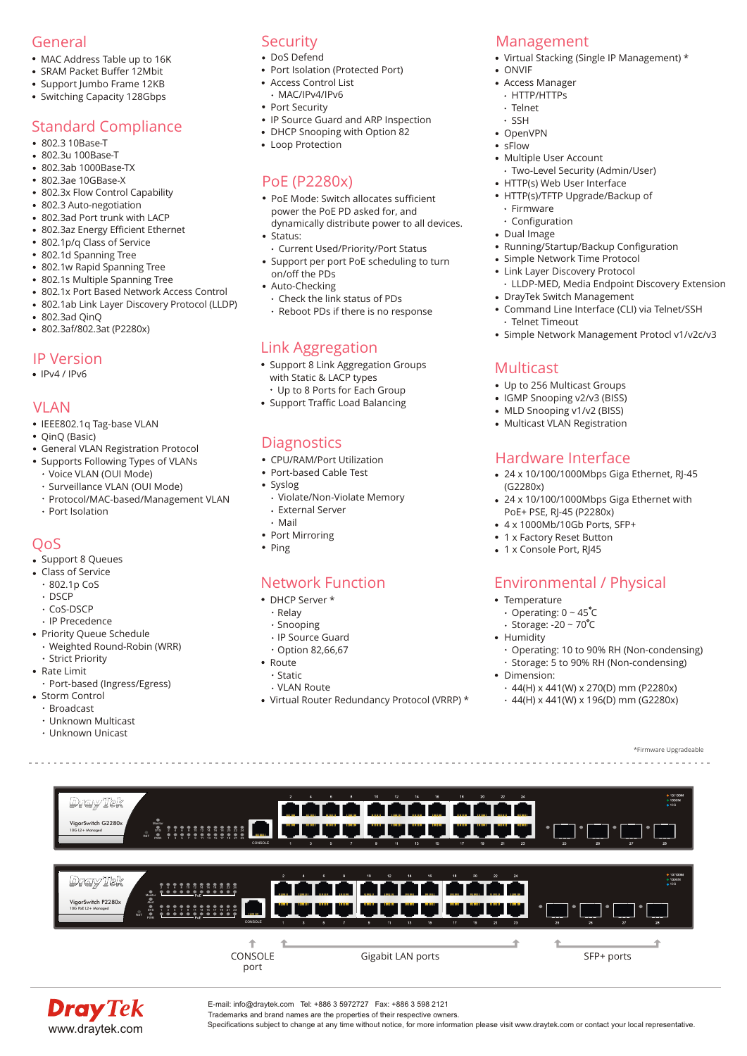## General

- MAC Address Table up to 16K
- SRAM Packet Buffer 12Mbit
- Support Jumbo Frame 12KB
- Switching Capacity 128Gbps

## Standard Compliance

- 802.3 10Base-T
- 802.3u 100Base-T
- 802.3ab 1000Base-TX
- 802.3ae 10GBase-X
- 802.3x Flow Control Capability
- 802.3 Auto-negotiation
- 802.3ad Port trunk with LACP
- 802.3az Energy Efficient Ethernet
- 802.1p/q Class of Service
- 802.1d Spanning Tree
- 802.1w Rapid Spanning Tree
- 802.1s Multiple Spanning Tree
- 802.1x Port Based Network Access Control
- 802.1ab Link Layer Discovery Protocol (LLDP)
- 802.3ad QinQ
- 802.3af/802.3at (P2280x)

## IP Version

- IPv4 / IPv6

## VLAN

- IEEE802.1q Tag-base VLAN
- QinQ (Basic)
- General VLAN Registration Protocol
- Supports Following Types of VLANs
  - Voice VLAN (OUI Mode)
  - Surveillance VLAN (OUI Mode)
  - Protocol/MAC-based/Management VLAN
  - Port Isolation

## QoS

- Support 8 Queues
- Class of Service
  - 802.1p CoS
  - DSCP
  - CoS-DSCP
  - IP Precedence
- Priority Queue Schedule
  - Weighted Round-Robin (WRR)
  - Strict Priority
- Rate Limit
  - Port-based (Ingress/Egress)
- Storm Control
  - Broadcast
  - Unknown Multicast
  - Unknown Unicast

## Security

- DoS Defend
- Port Isolation (Protected Port)
- Access Control List
  - MAC/IPv4/IPv6
- Port Security
- IP Source Guard and ARP Inspection
- DHCP Snooping with Option 82
- Loop Protection

## PoE (P2280x)

- PoE Mode: Switch allocates sufficient power the PoE PD asked for, and dynamically distribute power to all devices.
- Status:
  - Current Used/Priority/Port Status
- Support per port PoE scheduling to turn on/off the PDs
- Auto-Checking
  - Check the link status of PDs
  - Reboot PDs if there is no response

## Link Aggregation

- Support 8 Link Aggregation Groups with Static & LACP types
  - Up to 8 Ports for Each Group
- Support Traffic Load Balancing

## Diagnostics

- CPU/RAM/Port Utilization
- Port-based Cable Test
- Syslog
  - Violate/Non-Violate Memory
  - External Server
  - Mail
- Port Mirroring
- Ping

## Network Function

- DHCP Server *
  - Relay
  - Snooping
  - IP Source Guard
  - Option 82,66,67
- Route
  - Static
  - VLAN Route
- Virtual Router Redundancy Protocol (VRRP) *

## Management

- Virtual Stacking (Single IP Management) *
- ONVIF
- Access Manager
  - HTTP/HTTPs
  - Telnet
  - SSH
- OpenVPN
- sFlow
- Multiple User Account
  - Two-Level Security (Admin/User)
- HTTP(s) Web User Interface
- HTTP(s)/TFTP Upgrade/Backup of
  - Firmware
  - Configuration
- Dual Image
- Running/Startup/Backup Configuration
- Simple Network Time Protocol
- Link Layer Discovery Protocol
  - LLDP-MED, Media Endpoint Discovery Extension
- DrayTek Switch Management
- Command Line Interface (CLI) via Telnet/SSH
  - Telnet Timeout
- Simple Network Management Protocl v1/v2c/v3

## Multicast

- Up to 256 Multicast Groups
- IGMP Snooping v2/v3 (BISS)
- MLD Snooping v1/v2 (BISS)
- Multicast VLAN Registration

## Hardware Interface

- 24 x 10/100/1000Mbps Giga Ethernet, RJ-45 (G2280x)
- 24 x 10/100/1000Mbps Giga Ethernet with PoE+ PSE, RJ-45 (P2280x)
- 4 x 1000Mb/10Gb Ports, SFP+
- 1 x Factory Reset Button
- 1 x Console Port, RJ45

## Environmental / Physical

- Temperature
  - Operating: 0 ~ 45°C
  - Storage: -20 ~ 70°C
- Humidity
  - Operating: 10 to 90% RH (Non-condensing)
  - Storage: 5 to 90% RH (Non-condensing)
- Dimension:
  - 44(H) x 441(W) x 270(D) mm (P2280x)
  - 44(H) x 441(W) x 196(D) mm (G2280x)

*Firmware Upgradeable

VigorSwitch G2280x
10G L2+ Managed

VigorSwitch P2280x
10G PoE L2+ Managed

CONSOLE port

Gigabit LAN ports

SFP+ ports

DrayTek
www.draytek.com

E-mail: info@draytek.com Tel: +886 3 5972727 Fax: +886 3 598 2121
Trademarks and brand names are the properties of their respective owners.
Specifications subject to change at any time without notice, for more information please visit www.draytek.com or contact your local representative.